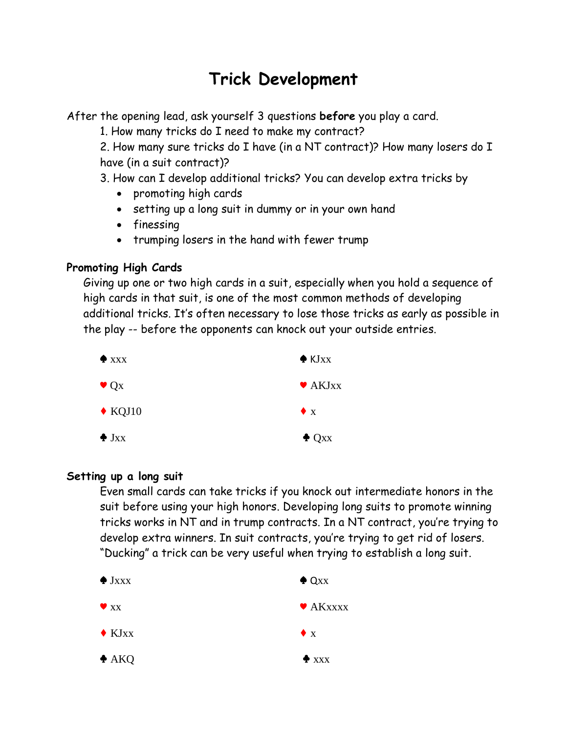# Trick Development

After the opening lead, ask yourself 3 questions **before** you play a card.

1. How many tricks do I need to make my contract?
2. How many sure tricks do I have (in a NT contract)? How many losers do I have (in a suit contract)?
3. How can I develop additional tricks? You can develop extra tricks by
   - promoting high cards
   - setting up a long suit in dummy or in your own hand
   - finessing
   - trumping losers in the hand with fewer trump

**Promoting High Cards**

Giving up one or two high cards in a suit, especially when you hold a sequence of high cards in that suit, is one of the most common methods of developing additional tricks. It's often necessary to lose those tricks as early as possible in the play -- before the opponents can knock out your outside entries.

| | |
|---|---|
| ♠ xxx | ♠ KJxx |
| ♥ Qx | ♥ AKJxx |
| ♦ KQJ10 | ♦ x |
| ♣ Jxx | ♣ Qxx |

**Setting up a long suit**

Even small cards can take tricks if you knock out intermediate honors in the suit before using your high honors. Developing long suits to promote winning tricks works in NT and in trump contracts. In a NT contract, you're trying to develop extra winners. In suit contracts, you're trying to get rid of losers. "Ducking" a trick can be very useful when trying to establish a long suit.

| | |
|---|---|
| ♠ Jxxx | ♠ Qxx |
| ♥ xx | ♥ AKxxxx |
| ♦ KJxx | ♦ x |
| ♣ AKQ | ♣ xxx |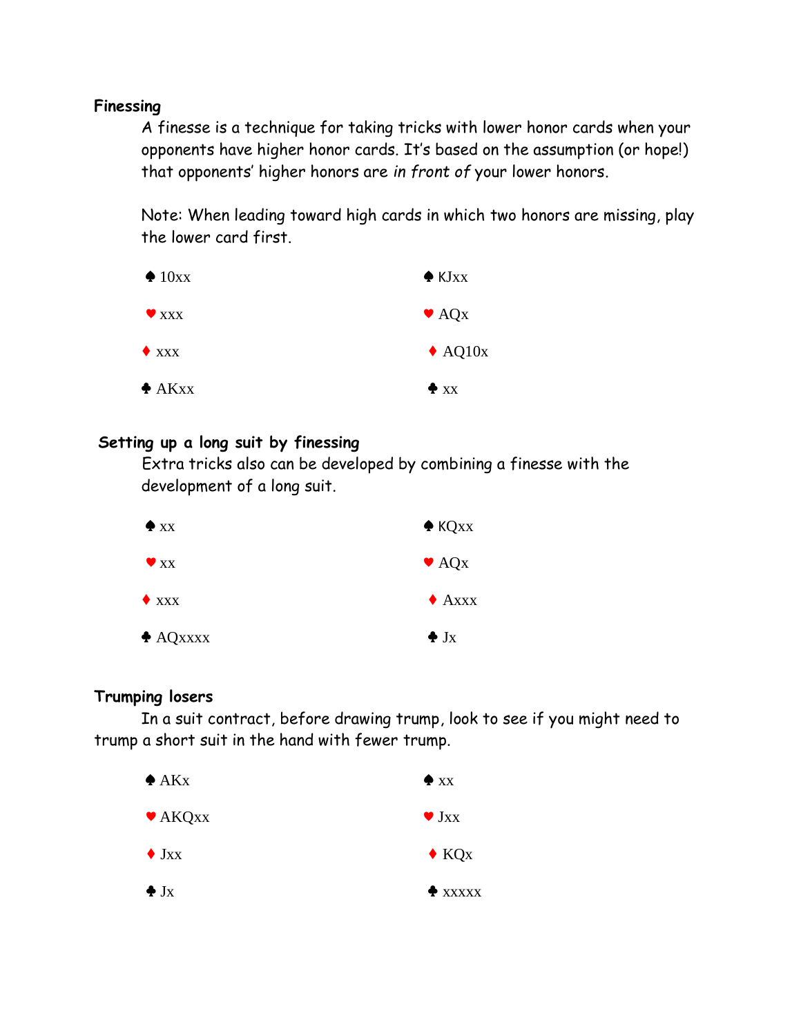**Finessing**

A finesse is a technique for taking tricks with lower honor cards when your opponents have higher honor cards. It's based on the assumption (or hope!) that opponents' higher honors are *in front of* your lower honors.

Note: When leading toward high cards in which two honors are missing, play the lower card first.

| | |
|---|---|
| ♠ 10xx | ♠ KJxx |
| ♥ xxx | ♥ AQx |
| ♦ xxx | ♦ AQ10x |
| ♣ AKxx | ♣ xx |

**Setting up a long suit by finessing**

Extra tricks also can be developed by combining a finesse with the development of a long suit.

| | |
|---|---|
| ♠ xx | ♠ KQxx |
| ♥ xx | ♥ AQx |
| ♦ xxx | ♦ Axxx |
| ♣ AQxxxx | ♣ Jx |

**Trumping losers**

In a suit contract, before drawing trump, look to see if you might need to trump a short suit in the hand with fewer trump.

| | |
|---|---|
| ♠ AKx | ♠ xx |
| ♥ AKQxx | ♥ Jxx |
| ♦ Jxx | ♦ KQx |
| ♣ Jx | ♣ xxxxx |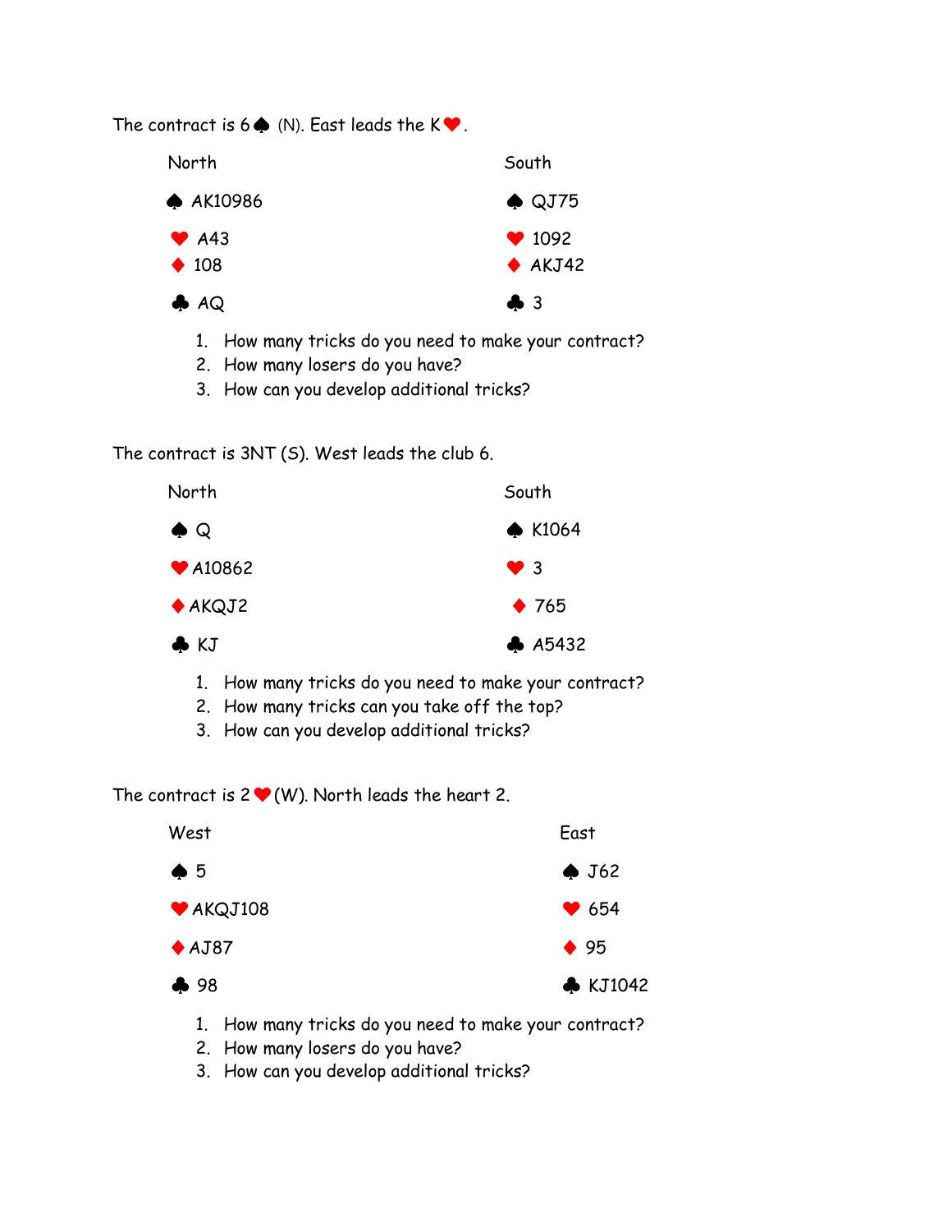The contract is 6♠ (N). East leads the K♥.

| North | South |
|---|---|
| ♠ AK10986 | ♠ QJ75 |
| ♥ A43 | ♥ 1092 |
| ♦ 108 | ♦ AKJ42 |
| ♣ AQ | ♣ 3 |

1. How many tricks do you need to make your contract?
2. How many losers do you have?
3. How can you develop additional tricks?

The contract is 3NT (S). West leads the club 6.

| North | South |
|---|---|
| ♠ Q | ♠ K1064 |
| ♥ A10862 | ♥ 3 |
| ♦ AKQJ2 | ♦ 765 |
| ♣ KJ | ♣ A5432 |

1. How many tricks do you need to make your contract?
2. How many tricks can you take off the top?
3. How can you develop additional tricks?

The contract is 2♥ (W). North leads the heart 2.

| West | East |
|---|---|
| ♠ 5 | ♠ J62 |
| ♥ AKQJ108 | ♥ 654 |
| ♦ AJ87 | ♦ 95 |
| ♣ 98 | ♣ KJ1042 |

1. How many tricks do you need to make your contract?
2. How many losers do you have?
3. How can you develop additional tricks?